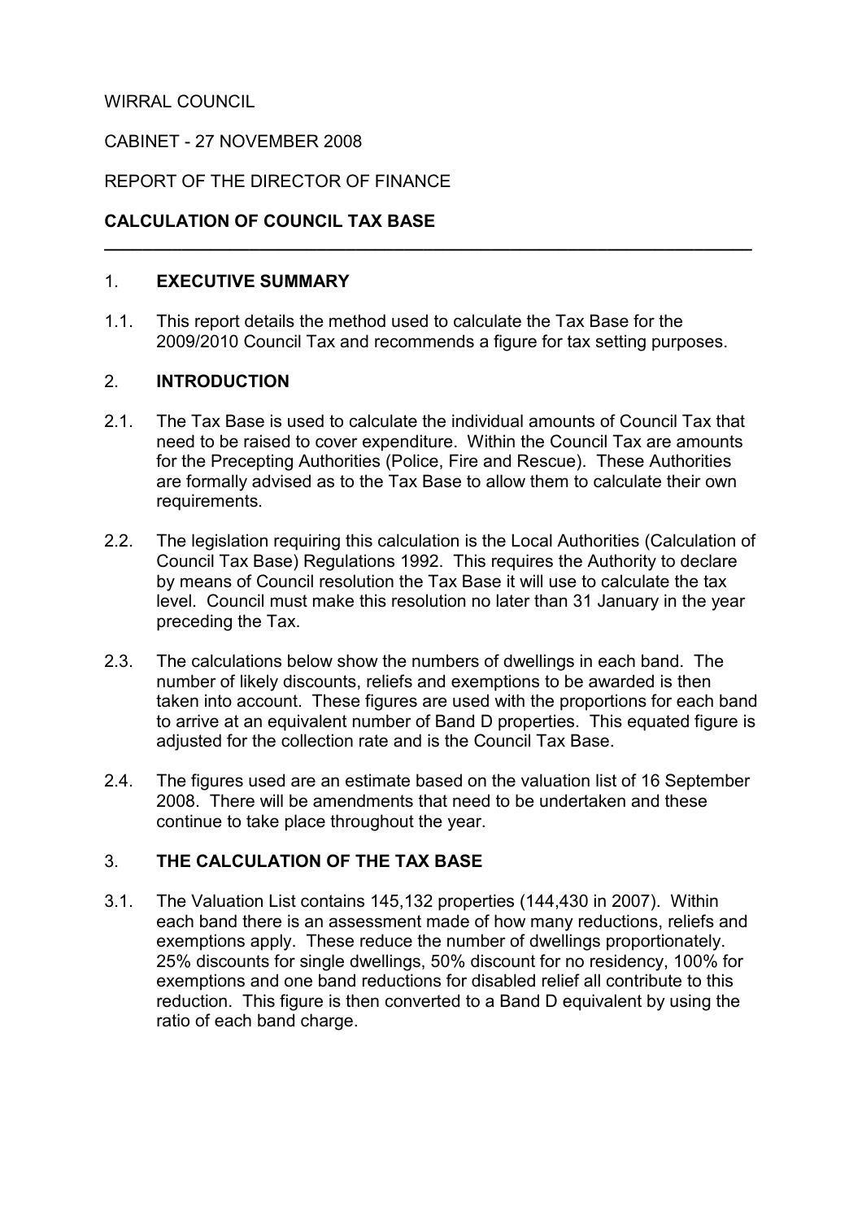WIRRAL COUNCIL

CABINET - 27 NOVEMBER 2008

REPORT OF THE DIRECTOR OF FINANCE

**CALCULATION OF COUNCIL TAX BASE**

---

## 1. EXECUTIVE SUMMARY

1.1. This report details the method used to calculate the Tax Base for the 2009/2010 Council Tax and recommends a figure for tax setting purposes.

## 2. INTRODUCTION

2.1. The Tax Base is used to calculate the individual amounts of Council Tax that need to be raised to cover expenditure. Within the Council Tax are amounts for the Precepting Authorities (Police, Fire and Rescue). These Authorities are formally advised as to the Tax Base to allow them to calculate their own requirements.

2.2. The legislation requiring this calculation is the Local Authorities (Calculation of Council Tax Base) Regulations 1992. This requires the Authority to declare by means of Council resolution the Tax Base it will use to calculate the tax level. Council must make this resolution no later than 31 January in the year preceding the Tax.

2.3. The calculations below show the numbers of dwellings in each band. The number of likely discounts, reliefs and exemptions to be awarded is then taken into account. These figures are used with the proportions for each band to arrive at an equivalent number of Band D properties. This equated figure is adjusted for the collection rate and is the Council Tax Base.

2.4. The figures used are an estimate based on the valuation list of 16 September 2008. There will be amendments that need to be undertaken and these continue to take place throughout the year.

## 3. THE CALCULATION OF THE TAX BASE

3.1. The Valuation List contains 145,132 properties (144,430 in 2007). Within each band there is an assessment made of how many reductions, reliefs and exemptions apply. These reduce the number of dwellings proportionately. 25% discounts for single dwellings, 50% discount for no residency, 100% for exemptions and one band reductions for disabled relief all contribute to this reduction. This figure is then converted to a Band D equivalent by using the ratio of each band charge.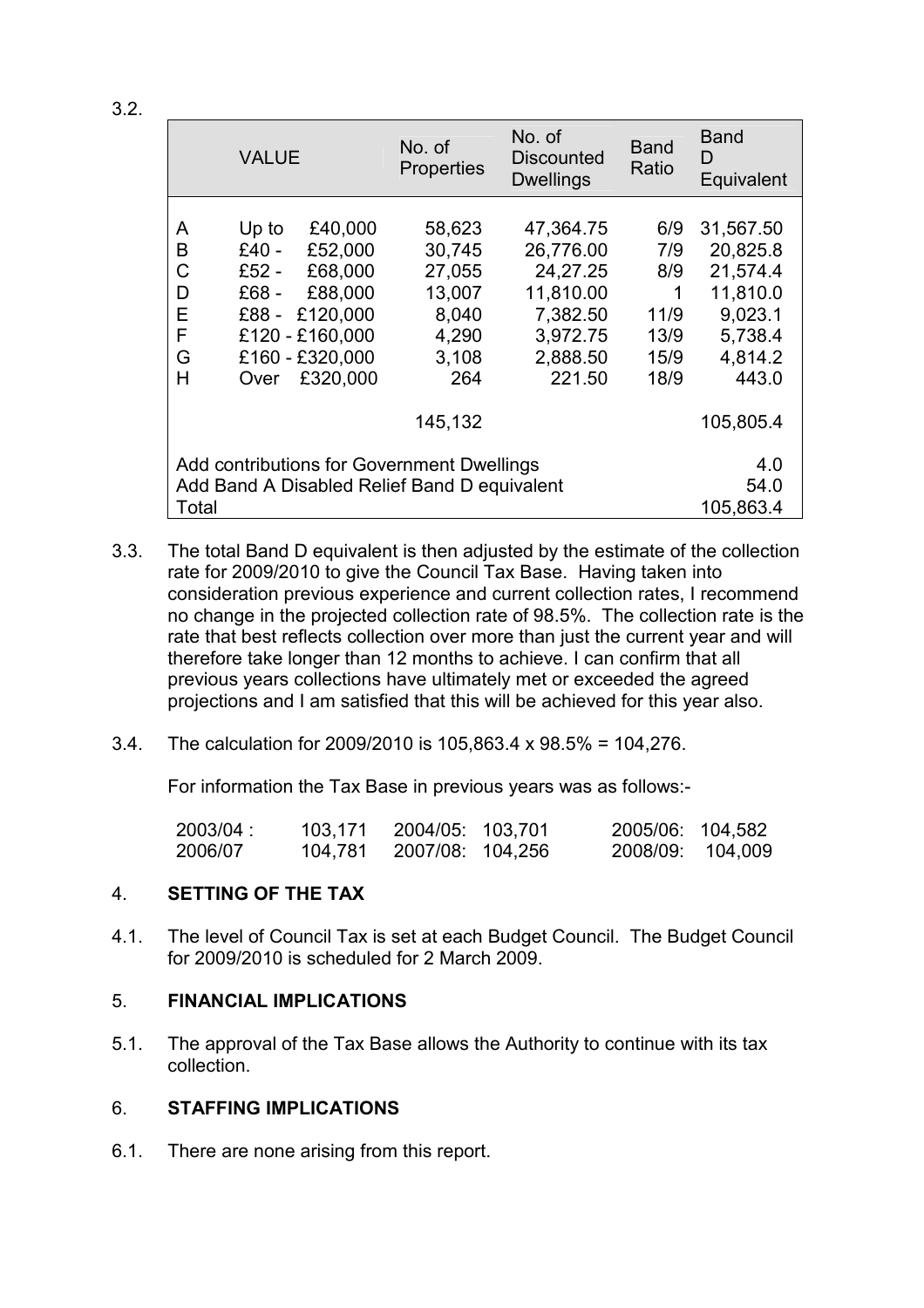3.2.

| | VALUE | No. of Properties | No. of Discounted Dwellings | Band Ratio | Band D Equivalent |
|---|---|---|---|---|---|
| A | Up to £40,000 | 58,623 | 47,364.75 | 6/9 | 31,567.50 |
| B | £40 - £52,000 | 30,745 | 26,776.00 | 7/9 | 20,825.8 |
| C | £52 - £68,000 | 27,055 | 24,27.25 | 8/9 | 21,574.4 |
| D | £68 - £88,000 | 13,007 | 11,810.00 | 1 | 11,810.0 |
| E | £88 - £120,000 | 8,040 | 7,382.50 | 11/9 | 9,023.1 |
| F | £120 - £160,000 | 4,290 | 3,972.75 | 13/9 | 5,738.4 |
| G | £160 - £320,000 | 3,108 | 2,888.50 | 15/9 | 4,814.2 |
| H | Over £320,000 | 264 | 221.50 | 18/9 | 443.0 |
| | | 145,132 | | | 105,805.4 |
| Add contributions for Government Dwellings | | | | | 4.0 |
| Add Band A Disabled Relief Band D equivalent | | | | | 54.0 |
| Total | | | | | 105,863.4 |

3.3. The total Band D equivalent is then adjusted by the estimate of the collection rate for 2009/2010 to give the Council Tax Base. Having taken into consideration previous experience and current collection rates, I recommend no change in the projected collection rate of 98.5%. The collection rate is the rate that best reflects collection over more than just the current year and will therefore take longer than 12 months to achieve. I can confirm that all previous years collections have ultimately met or exceeded the agreed projections and I am satisfied that this will be achieved for this year also.

3.4. The calculation for 2009/2010 is 105,863.4 x 98.5% = 104,276.

For information the Tax Base in previous years was as follows:-

| | | | | | |
|---|---|---|---|---|---|
| 2003/04 : | 103,171 | 2004/05: | 103,701 | 2005/06: | 104,582 |
| 2006/07 | 104,781 | 2007/08: | 104,256 | 2008/09: | 104,009 |

## 4. SETTING OF THE TAX

4.1. The level of Council Tax is set at each Budget Council. The Budget Council for 2009/2010 is scheduled for 2 March 2009.

## 5. FINANCIAL IMPLICATIONS

5.1. The approval of the Tax Base allows the Authority to continue with its tax collection.

## 6. STAFFING IMPLICATIONS

6.1. There are none arising from this report.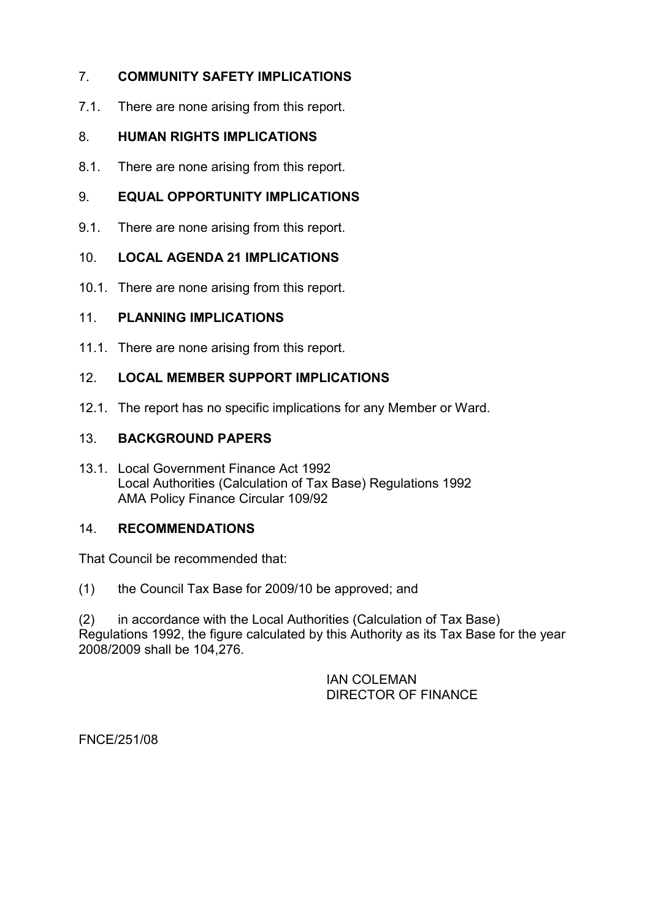## 7. COMMUNITY SAFETY IMPLICATIONS

7.1. There are none arising from this report.

## 8. HUMAN RIGHTS IMPLICATIONS

8.1. There are none arising from this report.

## 9. EQUAL OPPORTUNITY IMPLICATIONS

9.1. There are none arising from this report.

## 10. LOCAL AGENDA 21 IMPLICATIONS

10.1. There are none arising from this report.

## 11. PLANNING IMPLICATIONS

11.1. There are none arising from this report.

## 12. LOCAL MEMBER SUPPORT IMPLICATIONS

12.1. The report has no specific implications for any Member or Ward.

## 13. BACKGROUND PAPERS

13.1. Local Government Finance Act 1992
Local Authorities (Calculation of Tax Base) Regulations 1992
AMA Policy Finance Circular 109/92

## 14. RECOMMENDATIONS

That Council be recommended that:

(1) the Council Tax Base for 2009/10 be approved; and

(2) in accordance with the Local Authorities (Calculation of Tax Base) Regulations 1992, the figure calculated by this Authority as its Tax Base for the year 2008/2009 shall be 104,276.

IAN COLEMAN
DIRECTOR OF FINANCE

FNCE/251/08